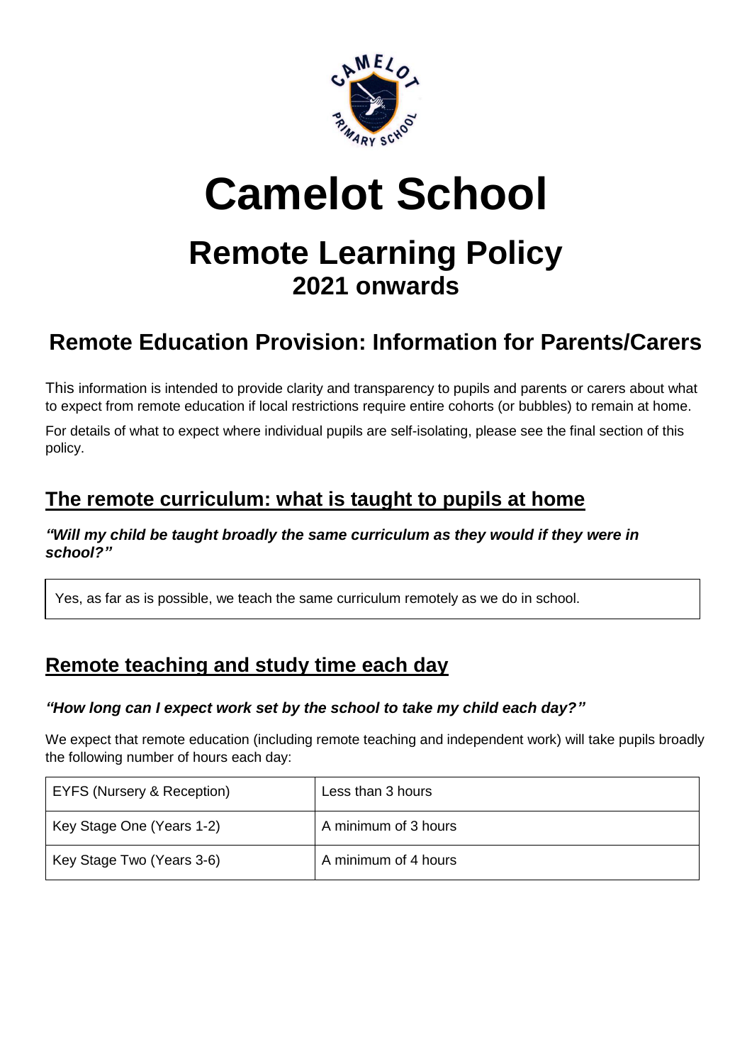# Camelot School

## Remote Learning Policy

### 2021 onwards

## Remote Education Provision: Information for Parents/Carers

This information is intended to provide clarity and transparency to pupils and parents or carers about what to expect from remote education if local restrictions require entire cohorts (or bubbles) to remain at home.

For details of what to expect where individual pupils are self-isolating, please see the final section of this policy.

## The remote curriculum: what is taught to pupils at home

***"Will my child be taught broadly the same curriculum as they would if they were in school?"***

Yes, as far as is possible, we teach the same curriculum remotely as we do in school.

## Remote teaching and study time each day

***"How long can I expect work set by the school to take my child each day?"***

We expect that remote education (including remote teaching and independent work) will take pupils broadly the following number of hours each day:

| EYFS (Nursery & Reception) | Less than 3 hours |
|---|---|
| Key Stage One (Years 1-2) | A minimum of 3 hours |
| Key Stage Two (Years 3-6) | A minimum of 4 hours |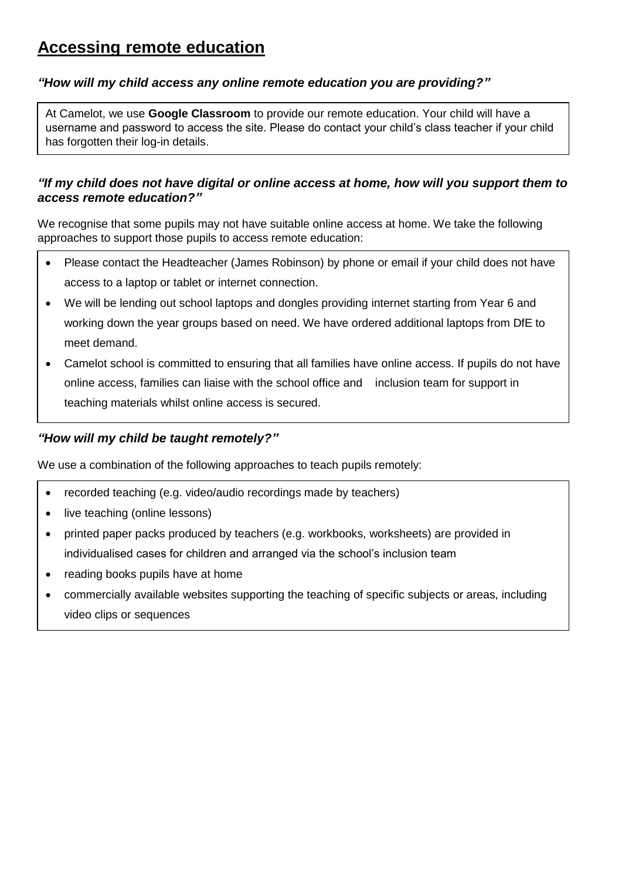## Accessing remote education

### *"How will my child access any online remote education you are providing?"*

At Camelot, we use **Google Classroom** to provide our remote education. Your child will have a username and password to access the site. Please do contact your child's class teacher if your child has forgotten their log-in details.

### *"If my child does not have digital or online access at home, how will you support them to access remote education?"*

We recognise that some pupils may not have suitable online access at home. We take the following approaches to support those pupils to access remote education:

- Please contact the Headteacher (James Robinson) by phone or email if your child does not have access to a laptop or tablet or internet connection.
- We will be lending out school laptops and dongles providing internet starting from Year 6 and working down the year groups based on need. We have ordered additional laptops from DfE to meet demand.
- Camelot school is committed to ensuring that all families have online access. If pupils do not have online access, families can liaise with the school office and inclusion team for support in teaching materials whilst online access is secured.

### *"How will my child be taught remotely?"*

We use a combination of the following approaches to teach pupils remotely:

- recorded teaching (e.g. video/audio recordings made by teachers)
- live teaching (online lessons)
- printed paper packs produced by teachers (e.g. workbooks, worksheets) are provided in individualised cases for children and arranged via the school's inclusion team
- reading books pupils have at home
- commercially available websites supporting the teaching of specific subjects or areas, including video clips or sequences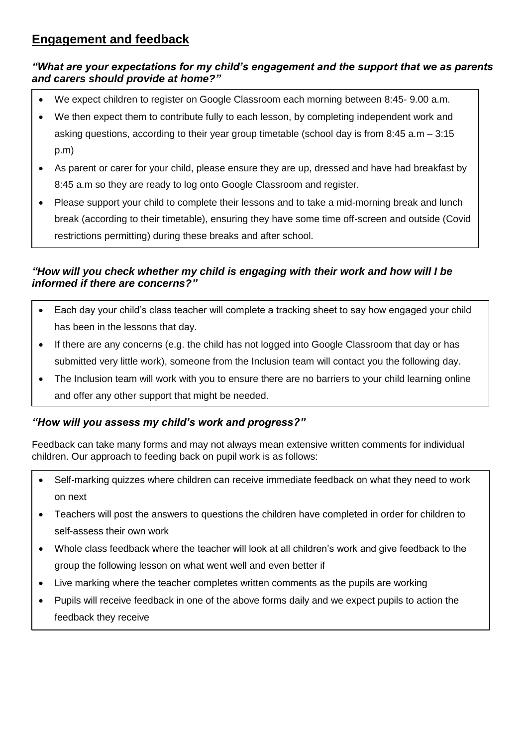## Engagement and feedback

### *"What are your expectations for my child's engagement and the support that we as parents and carers should provide at home?"*

- We expect children to register on Google Classroom each morning between 8:45- 9.00 a.m.
- We then expect them to contribute fully to each lesson, by completing independent work and asking questions, according to their year group timetable (school day is from 8:45 a.m – 3:15 p.m)
- As parent or carer for your child, please ensure they are up, dressed and have had breakfast by 8:45 a.m so they are ready to log onto Google Classroom and register.
- Please support your child to complete their lessons and to take a mid-morning break and lunch break (according to their timetable), ensuring they have some time off-screen and outside (Covid restrictions permitting) during these breaks and after school.

### *"How will you check whether my child is engaging with their work and how will I be informed if there are concerns?"*

- Each day your child's class teacher will complete a tracking sheet to say how engaged your child has been in the lessons that day.
- If there are any concerns (e.g. the child has not logged into Google Classroom that day or has submitted very little work), someone from the Inclusion team will contact you the following day.
- The Inclusion team will work with you to ensure there are no barriers to your child learning online and offer any other support that might be needed.

### *"How will you assess my child's work and progress?"*

Feedback can take many forms and may not always mean extensive written comments for individual children. Our approach to feeding back on pupil work is as follows:

- Self-marking quizzes where children can receive immediate feedback on what they need to work on next
- Teachers will post the answers to questions the children have completed in order for children to self-assess their own work
- Whole class feedback where the teacher will look at all children's work and give feedback to the group the following lesson on what went well and even better if
- Live marking where the teacher completes written comments as the pupils are working
- Pupils will receive feedback in one of the above forms daily and we expect pupils to action the feedback they receive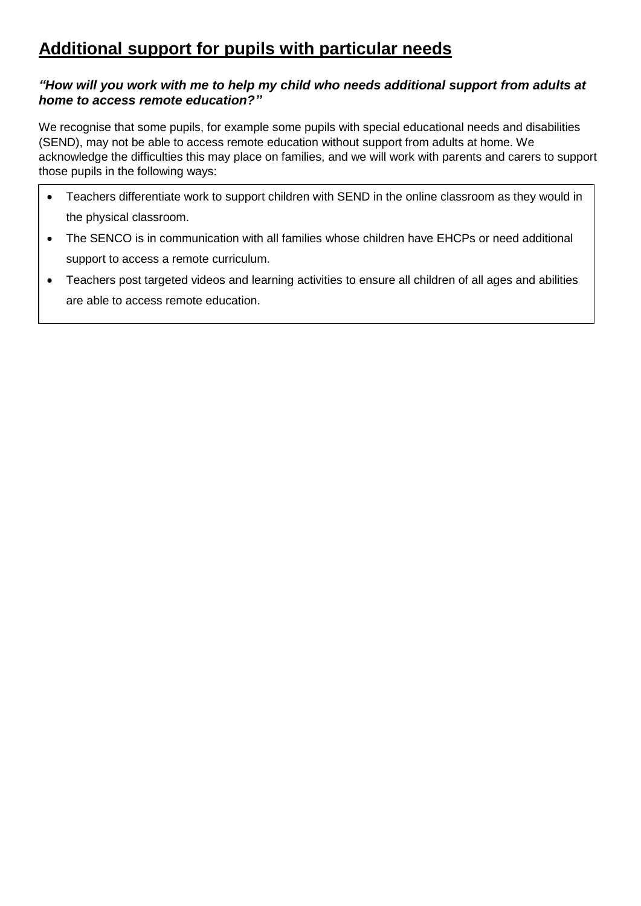## Additional support for pupils with particular needs

***"How will you work with me to help my child who needs additional support from adults at home to access remote education?"***

We recognise that some pupils, for example some pupils with special educational needs and disabilities (SEND), may not be able to access remote education without support from adults at home. We acknowledge the difficulties this may place on families, and we will work with parents and carers to support those pupils in the following ways:

- Teachers differentiate work to support children with SEND in the online classroom as they would in the physical classroom.
- The SENCO is in communication with all families whose children have EHCPs or need additional support to access a remote curriculum.
- Teachers post targeted videos and learning activities to ensure all children of all ages and abilities are able to access remote education.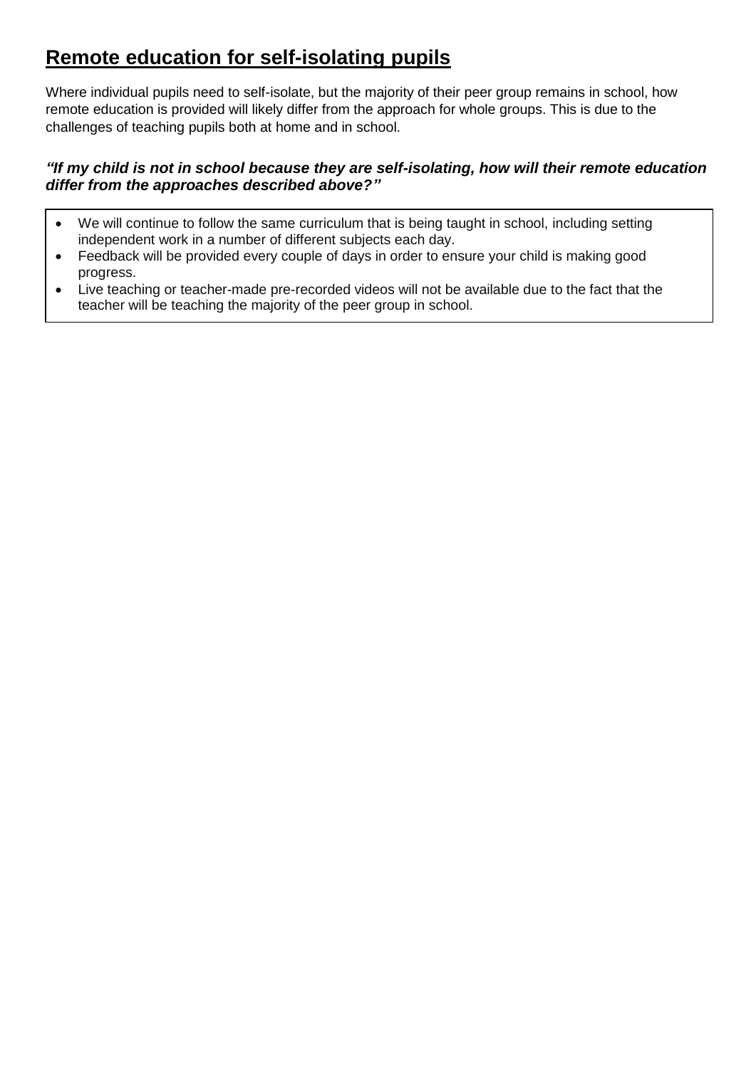## **Remote education for self-isolating pupils**

Where individual pupils need to self-isolate, but the majority of their peer group remains in school, how remote education is provided will likely differ from the approach for whole groups. This is due to the challenges of teaching pupils both at home and in school.

***"If my child is not in school because they are self-isolating, how will their remote education differ from the approaches described above?"***

- We will continue to follow the same curriculum that is being taught in school, including setting independent work in a number of different subjects each day.
- Feedback will be provided every couple of days in order to ensure your child is making good progress.
- Live teaching or teacher-made pre-recorded videos will not be available due to the fact that the teacher will be teaching the majority of the peer group in school.